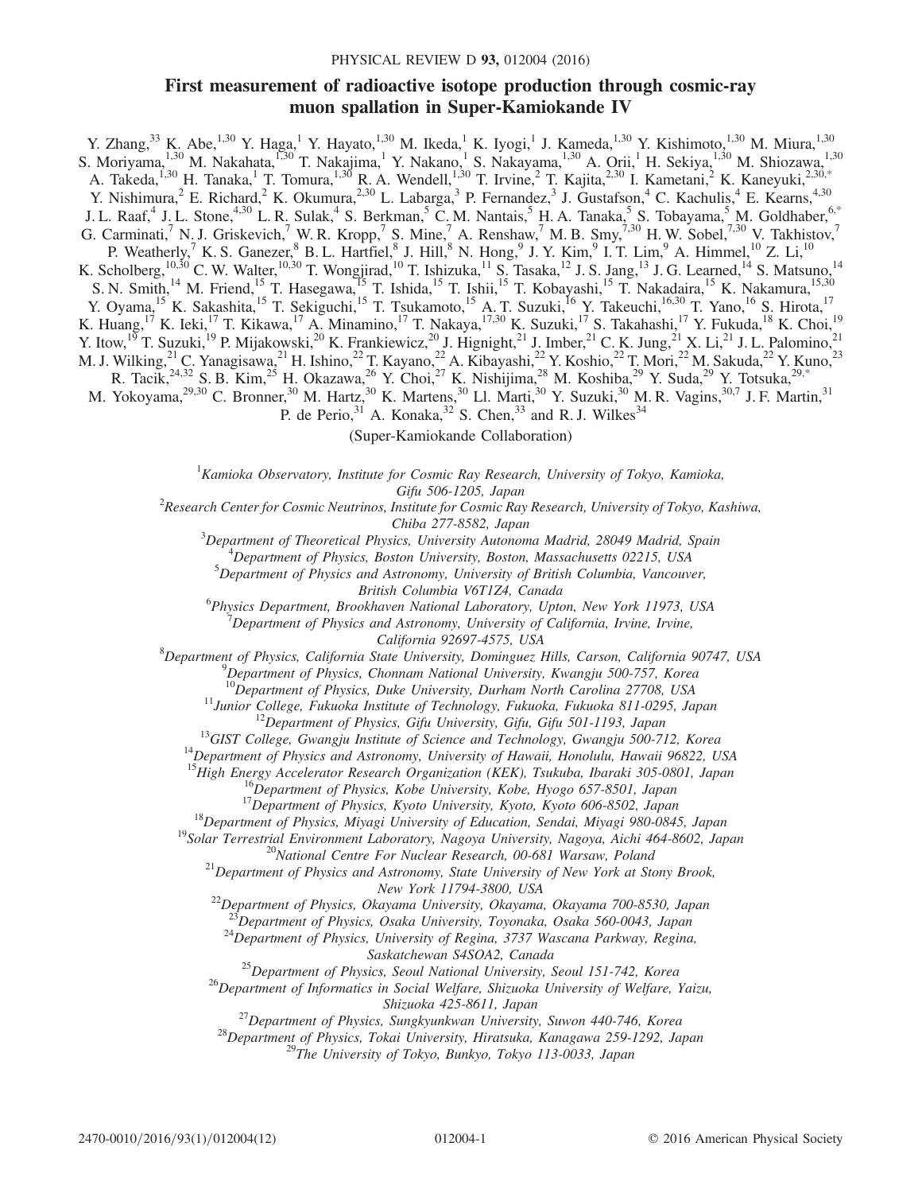# First measurement of radioactive isotope production through cosmic-ray muon spallation in Super-Kamiokande IV

Y. Zhang,[33] K. Abe,[1,30] Y. Haga,[1] Y. Hayato,[1,30] M. Ikeda,[1] K. Iyogi,[1] J. Kameda,[1,30] Y. Kishimoto,[1,30] M. Miura,[1,30] S. Moriyama,[1,30] M. Nakahata,[1,30] T. Nakajima,[1] Y. Nakano,[1] S. Nakayama,[1,30] A. Orii,[1] H. Sekiya,[1,30] M. Shiozawa,[1,30] A. Takeda,[1,30] H. Tanaka,[1] T. Tomura,[1,30] R. A. Wendell,[1,30] T. Irvine,[2] T. Kajita,[2,30] I. Kametani,[2] K. Kaneyuki,[2,30,*] Y. Nishimura,[2] E. Richard,[2] K. Okumura,[2,30] L. Labarga,[3] P. Fernandez,[3] J. Gustafson,[4] C. Kachulis,[4] E. Kearns,[4,30] J. L. Raaf,[4] J. L. Stone,[4,30] L. R. Sulak,[4] S. Berkman,[5] C. M. Nantais,[5] H. A. Tanaka,[5] S. Tobayama,[5] M. Goldhaber,[6,*] G. Carminati,[7] N. J. Griskevich,[7] W. R. Kropp,[7] S. Mine,[7] A. Renshaw,[7] M. B. Smy,[7,30] H. W. Sobel,[7,30] V. Takhistov,[7] P. Weatherly,[7] K. S. Ganezer,[8] B. L. Hartfiel,[8] J. Hill,[8] N. Hong,[9] J. Y. Kim,[9] I. T. Lim,[9] A. Himmel,[10] Z. Li,[10] K. Scholberg,[10,30] C. W. Walter,[10,30] T. Wongjirad,[10] T. Ishizuka,[11] S. Tasaka,[12] J. S. Jang,[13] J. G. Learned,[14] S. Matsuno,[14] S. N. Smith,[14] M. Friend,[15] T. Hasegawa,[15] T. Ishida,[15] T. Ishii,[15] T. Kobayashi,[15] T. Nakadaira,[15] K. Nakamura,[15,30] Y. Oyama,[15] K. Sakashita,[15] T. Sekiguchi,[15] T. Tsukamoto,[15] A. T. Suzuki,[16] Y. Takeuchi,[16,30] T. Yano,[16] S. Hirota,[17] K. Huang,[17] K. Ieki,[17] T. Kikawa,[17] A. Minamino,[17] T. Nakaya,[17,30] K. Suzuki,[17] S. Takahashi,[17] Y. Fukuda,[18] K. Choi,[19] Y. Itow,[19] T. Suzuki,[19] P. Mijakowski,[20] K. Frankiewicz,[20] J. Hignight,[21] J. Imber,[21] C. K. Jung,[21] X. Li,[21] J. L. Palomino,[21] M. J. Wilking,[21] C. Yanagisawa,[21] H. Ishino,[22] T. Kayano,[22] A. Kibayashi,[22] Y. Koshio,[22] T. Mori,[22] M. Sakuda,[22] Y. Kuno,[23] R. Tacik,[24,32] S. B. Kim,[25] H. Okazawa,[26] Y. Choi,[27] K. Nishijima,[28] M. Koshiba,[29] Y. Suda,[29] Y. Totsuka,[29,*] M. Yokoyama,[29,30] C. Bronner,[30] M. Hartz,[30] K. Martens,[30] Ll. Marti,[30] Y. Suzuki,[30] M. R. Vagins,[30,7] J. F. Martin,[31] P. de Perio,[31] A. Konaka,[32] S. Chen,[33] and R. J. Wilkes[34]

(Super-Kamiokande Collaboration)

[1] *Kamioka Observatory, Institute for Cosmic Ray Research, University of Tokyo, Kamioka, Gifu 506-1205, Japan*
[2] *Research Center for Cosmic Neutrinos, Institute for Cosmic Ray Research, University of Tokyo, Kashiwa, Chiba 277-8582, Japan*
[3] *Department of Theoretical Physics, University Autonoma Madrid, 28049 Madrid, Spain*
[4] *Department of Physics, Boston University, Boston, Massachusetts 02215, USA*
[5] *Department of Physics and Astronomy, University of British Columbia, Vancouver, British Columbia V6T1Z4, Canada*
[6] *Physics Department, Brookhaven National Laboratory, Upton, New York 11973, USA*
[7] *Department of Physics and Astronomy, University of California, Irvine, Irvine, California 92697-4575, USA*
[8] *Department of Physics, California State University, Dominguez Hills, Carson, California 90747, USA*
[9] *Department of Physics, Chonnam National University, Kwangju 500-757, Korea*
[10] *Department of Physics, Duke University, Durham North Carolina 27708, USA*
[11] *Junior College, Fukuoka Institute of Technology, Fukuoka, Fukuoka 811-0295, Japan*
[12] *Department of Physics, Gifu University, Gifu, Gifu 501-1193, Japan*
[13] *GIST College, Gwangju Institute of Science and Technology, Gwangju 500-712, Korea*
[14] *Department of Physics and Astronomy, University of Hawaii, Honolulu, Hawaii 96822, USA*
[15] *High Energy Accelerator Research Organization (KEK), Tsukuba, Ibaraki 305-0801, Japan*
[16] *Department of Physics, Kobe University, Kobe, Hyogo 657-8501, Japan*
[17] *Department of Physics, Kyoto University, Kyoto, Kyoto 606-8502, Japan*
[18] *Department of Physics, Miyagi University of Education, Sendai, Miyagi 980-0845, Japan*
[19] *Solar Terrestrial Environment Laboratory, Nagoya University, Nagoya, Aichi 464-8602, Japan*
[20] *National Centre For Nuclear Research, 00-681 Warsaw, Poland*
[21] *Department of Physics and Astronomy, State University of New York at Stony Brook, New York 11794-3800, USA*
[22] *Department of Physics, Okayama University, Okayama, Okayama 700-8530, Japan*
[23] *Department of Physics, Osaka University, Toyonaka, Osaka 560-0043, Japan*
[24] *Department of Physics, University of Regina, 3737 Wascana Parkway, Regina, Saskatchewan S4SOA2, Canada*
[25] *Department of Physics, Seoul National University, Seoul 151-742, Korea*
[26] *Department of Informatics in Social Welfare, Shizuoka University of Welfare, Yaizu, Shizuoka 425-8611, Japan*
[27] *Department of Physics, Sungkyunkwan University, Suwon 440-746, Korea*
[28] *Department of Physics, Tokai University, Hiratsuka, Kanagawa 259-1292, Japan*
[29] *The University of Tokyo, Bunkyo, Tokyo 113-0033, Japan*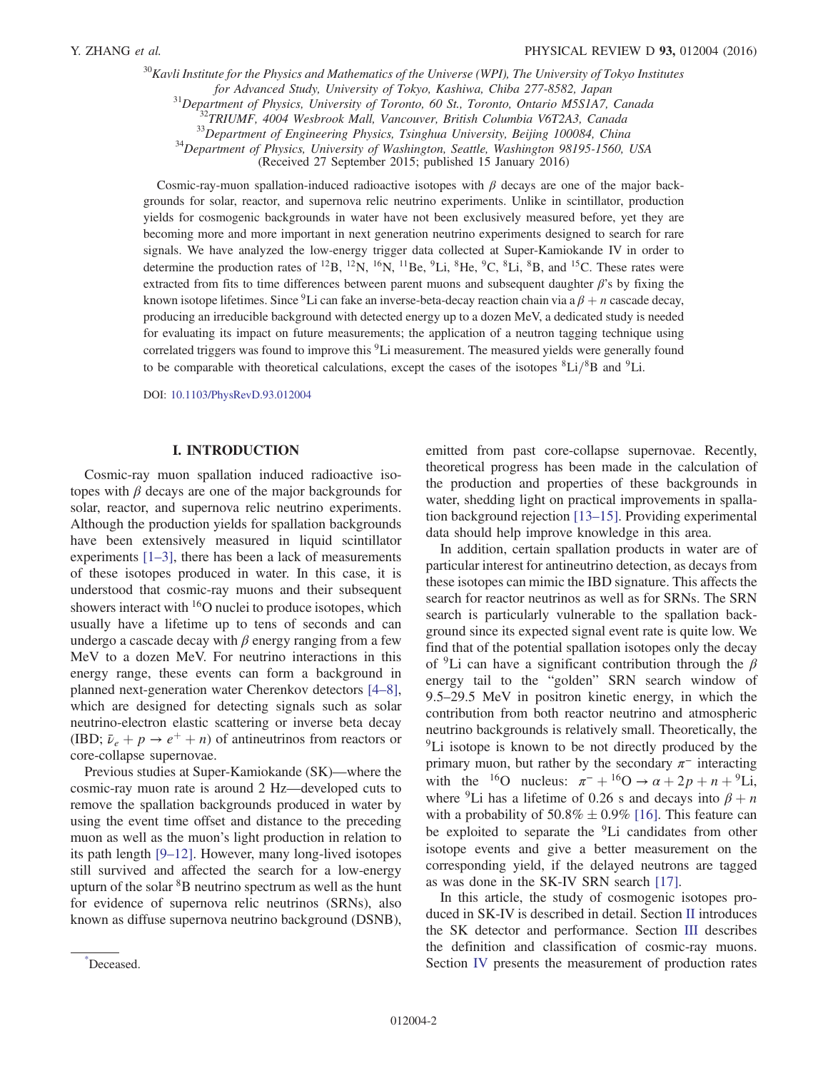[30]Kavli Institute for the Physics and Mathematics of the Universe (WPI), The University of Tokyo Institutes for Advanced Study, University of Tokyo, Kashiwa, Chiba 277-8582, Japan
[31]Department of Physics, University of Toronto, 60 St., Toronto, Ontario M5S1A7, Canada
[32]TRIUMF, 4004 Wesbrook Mall, Vancouver, British Columbia V6T2A3, Canada
[33]Department of Engineering Physics, Tsinghua University, Beijing 100084, China
[34]Department of Physics, University of Washington, Seattle, Washington 98195-1560, USA
(Received 27 September 2015; published 15 January 2016)

Cosmic-ray-muon spallation-induced radioactive isotopes with $\beta$ decays are one of the major backgrounds for solar, reactor, and supernova relic neutrino experiments. Unlike in scintillator, production yields for cosmogenic backgrounds in water have not been exclusively measured before, yet they are becoming more and more important in next generation neutrino experiments designed to search for rare signals. We have analyzed the low-energy trigger data collected at Super-Kamiokande IV in order to determine the production rates of $^{12}$B, $^{12}$N, $^{16}$N, $^{11}$Be, $^{9}$Li, $^{8}$He, $^{9}$C, $^{8}$Li, $^{8}$B, and $^{15}$C. These rates were extracted from fits to time differences between parent muons and subsequent daughter $\beta$'s by fixing the known isotope lifetimes. Since $^{9}$Li can fake an inverse-beta-decay reaction chain via a $\beta + n$ cascade decay, producing an irreducible background with detected energy up to a dozen MeV, a dedicated study is needed for evaluating its impact on future measurements; the application of a neutron tagging technique using correlated triggers was found to improve this $^{9}$Li measurement. The measured yields were generally found to be comparable with theoretical calculations, except the cases of the isotopes $^{8}$Li/$^{8}$B and $^{9}$Li.

DOI: 10.1103/PhysRevD.93.012004

## I. INTRODUCTION

Cosmic-ray muon spallation induced radioactive isotopes with $\beta$ decays are one of the major backgrounds for solar, reactor, and supernova relic neutrino experiments. Although the production yields for spallation backgrounds have been extensively measured in liquid scintillator experiments [1–3], there has been a lack of measurements of these isotopes produced in water. In this case, it is understood that cosmic-ray muons and their subsequent showers interact with $^{16}$O nuclei to produce isotopes, which usually have a lifetime up to tens of seconds and can undergo a cascade decay with $\beta$ energy ranging from a few MeV to a dozen MeV. For neutrino interactions in this energy range, these events can form a background in planned next-generation water Cherenkov detectors [4–8], which are designed for detecting signals such as solar neutrino-electron elastic scattering or inverse beta decay (IBD; $\bar{\nu}_e + p \rightarrow e^+ + n$) of antineutrinos from reactors or core-collapse supernovae.

Previous studies at Super-Kamiokande (SK)—where the cosmic-ray muon rate is around 2 Hz—developed cuts to remove the spallation backgrounds produced in water by using the event time offset and distance to the preceding muon as well as the muon's light production in relation to its path length [9–12]. However, many long-lived isotopes still survived and affected the search for a low-energy upturn of the solar $^{8}$B neutrino spectrum as well as the hunt for evidence of supernova relic neutrinos (SRNs), also known as diffuse supernova neutrino background (DSNB), emitted from past core-collapse supernovae. Recently, theoretical progress has been made in the calculation of the production and properties of these backgrounds in water, shedding light on practical improvements in spallation background rejection [13–15]. Providing experimental data should help improve knowledge in this area.

In addition, certain spallation products in water are of particular interest for antineutrino detection, as decays from these isotopes can mimic the IBD signature. This affects the search for reactor neutrinos as well as for SRNs. The SRN search is particularly vulnerable to the spallation background since its expected signal event rate is quite low. We find that of the potential spallation isotopes only the decay of $^{9}$Li can have a significant contribution through the $\beta$ energy tail to the "golden" SRN search window of 9.5–29.5 MeV in positron kinetic energy, in which the contribution from both reactor neutrino and atmospheric neutrino backgrounds is relatively small. Theoretically, the $^{9}$Li isotope is known to be not directly produced by the primary muon, but rather by the secondary $\pi^-$ interacting with the $^{16}$O nucleus: $\pi^- + {}^{16}\mathrm{O} \rightarrow \alpha + 2p + n + {}^{9}\mathrm{Li}$, where $^{9}$Li has a lifetime of 0.26 s and decays into $\beta + n$ with a probability of $50.8\% \pm 0.9\%$ [16]. This feature can be exploited to separate the $^{9}$Li candidates from other isotope events and give a better measurement on the corresponding yield, if the delayed neutrons are tagged as was done in the SK-IV SRN search [17].

In this article, the study of cosmogenic isotopes produced in SK-IV is described in detail. Section II introduces the SK detector and performance. Section III describes the definition and classification of cosmic-ray muons. Section IV presents the measurement of production rates

*Deceased.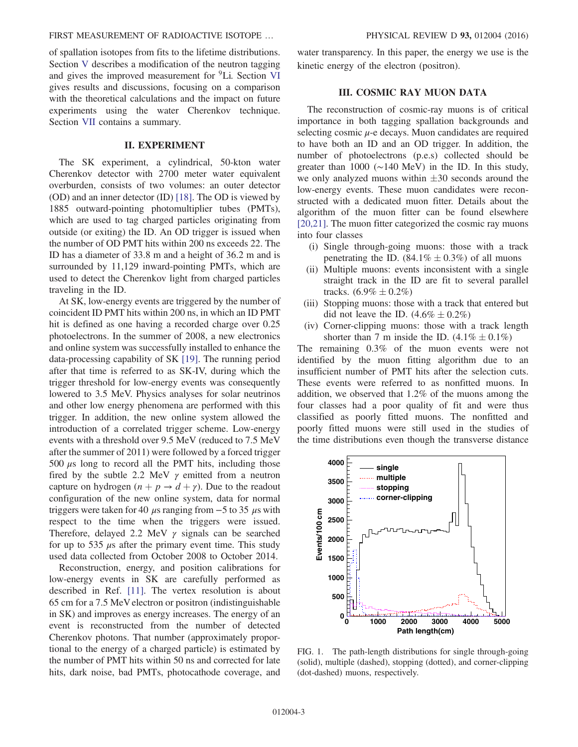of spallation isotopes from fits to the lifetime distributions. Section V describes a modification of the neutron tagging and gives the improved measurement for $^{9}$Li. Section VI gives results and discussions, focusing on a comparison with the theoretical calculations and the impact on future experiments using the water Cherenkov technique. Section VII contains a summary.

## II. EXPERIMENT

The SK experiment, a cylindrical, 50-kton water Cherenkov detector with 2700 meter water equivalent overburden, consists of two volumes: an outer detector (OD) and an inner detector (ID) [18]. The OD is viewed by 1885 outward-pointing photomultiplier tubes (PMTs), which are used to tag charged particles originating from outside (or exiting) the ID. An OD trigger is issued when the number of OD PMT hits within 200 ns exceeds 22. The ID has a diameter of 33.8 m and a height of 36.2 m and is surrounded by 11,129 inward-pointing PMTs, which are used to detect the Cherenkov light from charged particles traveling in the ID.

At SK, low-energy events are triggered by the number of coincident ID PMT hits within 200 ns, in which an ID PMT hit is defined as one having a recorded charge over 0.25 photoelectrons. In the summer of 2008, a new electronics and online system was successfully installed to enhance the data-processing capability of SK [19]. The running period after that time is referred to as SK-IV, during which the trigger threshold for low-energy events was consequently lowered to 3.5 MeV. Physics analyses for solar neutrinos and other low energy phenomena are performed with this trigger. In addition, the new online system allowed the introduction of a correlated trigger scheme. Low-energy events with a threshold over 9.5 MeV (reduced to 7.5 MeV after the summer of 2011) were followed by a forced trigger 500 $\mu$s long to record all the PMT hits, including those fired by the subtle 2.2 MeV $\gamma$ emitted from a neutron capture on hydrogen ($n + p \rightarrow d + \gamma$). Due to the readout configuration of the new online system, data for normal triggers were taken for 40 $\mu$s ranging from $-5$ to 35 $\mu$s with respect to the time when the triggers were issued. Therefore, delayed 2.2 MeV $\gamma$ signals can be searched for up to 535 $\mu$s after the primary event time. This study used data collected from October 2008 to October 2014.

Reconstruction, energy, and position calibrations for low-energy events in SK are carefully performed as described in Ref. [11]. The vertex resolution is about 65 cm for a 7.5 MeV electron or positron (indistinguishable in SK) and improves as energy increases. The energy of an event is reconstructed from the number of detected Cherenkov photons. That number (approximately proportional to the energy of a charged particle) is estimated by the number of PMT hits within 50 ns and corrected for late hits, dark noise, bad PMTs, photocathode coverage, and water transparency. In this paper, the energy we use is the kinetic energy of the electron (positron).

## III. COSMIC RAY MUON DATA

The reconstruction of cosmic-ray muons is of critical importance in both tagging spallation backgrounds and selecting cosmic $\mu$-e decays. Muon candidates are required to have both an ID and an OD trigger. In addition, the number of photoelectrons (p.e.s) collected should be greater than 1000 ($\sim$140 MeV) in the ID. In this study, we only analyzed muons within $\pm$30 seconds around the low-energy events. These muon candidates were reconstructed with a dedicated muon fitter. Details about the algorithm of the muon fitter can be found elsewhere [20,21]. The muon fitter categorized the cosmic ray muons into four classes

- (i) Single through-going muons: those with a track penetrating the ID. ($84.1\% \pm 0.3\%$) of all muons
- (ii) Multiple muons: events inconsistent with a single straight track in the ID are fit to several parallel tracks. ($6.9\% \pm 0.2\%$)
- (iii) Stopping muons: those with a track that entered but did not leave the ID. ($4.6\% \pm 0.2\%$)
- (iv) Corner-clipping muons: those with a track length shorter than 7 m inside the ID. ($4.1\% \pm 0.1\%$)

The remaining 0.3% of the muon events were not identified by the muon fitting algorithm due to an insufficient number of PMT hits after the selection cuts. These events were referred to as nonfitted muons. In addition, we observed that 1.2% of the muons among the four classes had a poor quality of fit and were thus classified as poorly fitted muons. The nonfitted and poorly fitted muons were still used in the studies of the time distributions even though the transverse distance

FIG. 1. The path-length distributions for single through-going (solid), multiple (dashed), stopping (dotted), and corner-clipping (dot-dashed) muons, respectively.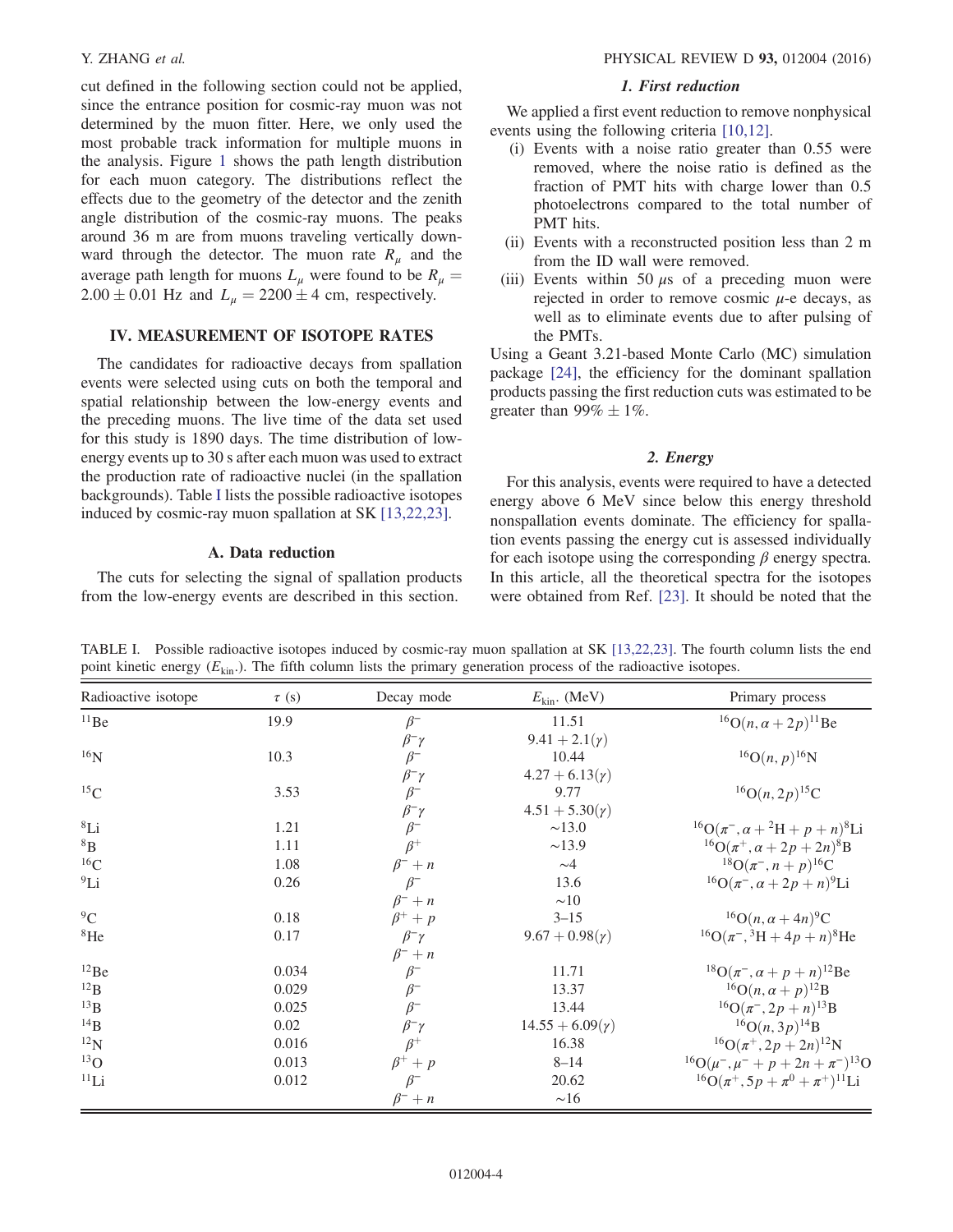cut defined in the following section could not be applied, since the entrance position for cosmic-ray muon was not determined by the muon fitter. Here, we only used the most probable track information for multiple muons in the analysis. Figure 1 shows the path length distribution for each muon category. The distributions reflect the effects due to the geometry of the detector and the zenith angle distribution of the cosmic-ray muons. The peaks around 36 m are from muons traveling vertically downward through the detector. The muon rate $R_\mu$ and the average path length for muons $L_\mu$ were found to be $R_\mu = 2.00 \pm 0.01$ Hz and $L_\mu = 2200 \pm 4$ cm, respectively.

## IV. MEASUREMENT OF ISOTOPE RATES

The candidates for radioactive decays from spallation events were selected using cuts on both the temporal and spatial relationship between the low-energy events and the preceding muons. The live time of the data set used for this study is 1890 days. The time distribution of low-energy events up to 30 s after each muon was used to extract the production rate of radioactive nuclei (in the spallation backgrounds). Table I lists the possible radioactive isotopes induced by cosmic-ray muon spallation at SK [13,22,23].

### A. Data reduction

The cuts for selecting the signal of spallation products from the low-energy events are described in this section.

#### 1. First reduction

We applied a first event reduction to remove nonphysical events using the following criteria [10,12].

(i) Events with a noise ratio greater than 0.55 were removed, where the noise ratio is defined as the fraction of PMT hits with charge lower than 0.5 photoelectrons compared to the total number of PMT hits.

(ii) Events with a reconstructed position less than 2 m from the ID wall were removed.

(iii) Events within 50 $\mu$s of a preceding muon were rejected in order to remove cosmic $\mu$-e decays, as well as to eliminate events due to after pulsing of the PMTs.

Using a Geant 3.21-based Monte Carlo (MC) simulation package [24], the efficiency for the dominant spallation products passing the first reduction cuts was estimated to be greater than $99\% \pm 1\%$.

#### 2. Energy

For this analysis, events were required to have a detected energy above 6 MeV since below this energy threshold nonspallation events dominate. The efficiency for spallation events passing the energy cut is assessed individually for each isotope using the corresponding $\beta$ energy spectra. In this article, all the theoretical spectra for the isotopes were obtained from Ref. [23]. It should be noted that the

TABLE I. Possible radioactive isotopes induced by cosmic-ray muon spallation at SK [13,22,23]. The fourth column lists the end point kinetic energy ($E_{\text{kin}}$.). The fifth column lists the primary generation process of the radioactive isotopes.

| Radioactive isotope | $\tau$ (s) | Decay mode | $E_{\text{kin}}$. (MeV) | Primary process |
|---|---|---|---|---|
| $^{11}$Be | 19.9 | $\beta^-$ | 11.51 | $^{16}$O$(n, \alpha + 2p)^{11}$Be |
| | | $\beta^-\gamma$ | $9.41 + 2.1(\gamma)$ | |
| $^{16}$N | 10.3 | $\beta^-$ | 10.44 | $^{16}$O$(n, p)^{16}$N |
| | | $\beta^-\gamma$ | $4.27 + 6.13(\gamma)$ | |
| $^{15}$C | 3.53 | $\beta^-$ | 9.77 | $^{16}$O$(n, 2p)^{15}$C |
| | | $\beta^-\gamma$ | $4.51 + 5.30(\gamma)$ | |
| $^{8}$Li | 1.21 | $\beta^-$ | $\sim$13.0 | $^{16}$O$(\pi^-, \alpha + {}^2\text{H} + p + n)^{8}$Li |
| $^{8}$B | 1.11 | $\beta^+$ | $\sim$13.9 | $^{16}$O$(\pi^+, \alpha + 2p + 2n)^{8}$B |
| $^{16}$C | 1.08 | $\beta^- + n$ | $\sim$4 | $^{18}$O$(\pi^-, n + p)^{16}$C |
| $^{9}$Li | 0.26 | $\beta^-$ | 13.6 | $^{16}$O$(\pi^-, \alpha + 2p + n)^{9}$Li |
| | | $\beta^- + n$ | $\sim$10 | |
| $^{9}$C | 0.18 | $\beta^+ + p$ | 3–15 | $^{16}$O$(n, \alpha + 4n)^{9}$C |
| $^{8}$He | 0.17 | $\beta^-\gamma$ | $9.67 + 0.98(\gamma)$ | $^{16}$O$(\pi^-, {}^3\text{H} + 4p + n)^{8}$He |
| | | $\beta^- + n$ | | |
| $^{12}$Be | 0.034 | $\beta^-$ | 11.71 | $^{18}$O$(\pi^-, \alpha + p + n)^{12}$Be |
| $^{12}$B | 0.029 | $\beta^-$ | 13.37 | $^{16}$O$(n, \alpha + p)^{12}$B |
| $^{13}$B | 0.025 | $\beta^-$ | 13.44 | $^{16}$O$(\pi^-, 2p + n)^{13}$B |
| $^{14}$B | 0.02 | $\beta^-\gamma$ | $14.55 + 6.09(\gamma)$ | $^{16}$O$(n, 3p)^{14}$B |
| $^{12}$N | 0.016 | $\beta^+$ | 16.38 | $^{16}$O$(\pi^+, 2p + 2n)^{12}$N |
| $^{13}$O | 0.013 | $\beta^+ + p$ | 8–14 | $^{16}$O$(\mu^-, \mu^- + p + 2n + \pi^-)^{13}$O |
| $^{11}$Li | 0.012 | $\beta^-$ | 20.62 | $^{16}$O$(\pi^+, 5p + \pi^0 + \pi^+)^{11}$Li |
| | | $\beta^- + n$ | $\sim$16 | |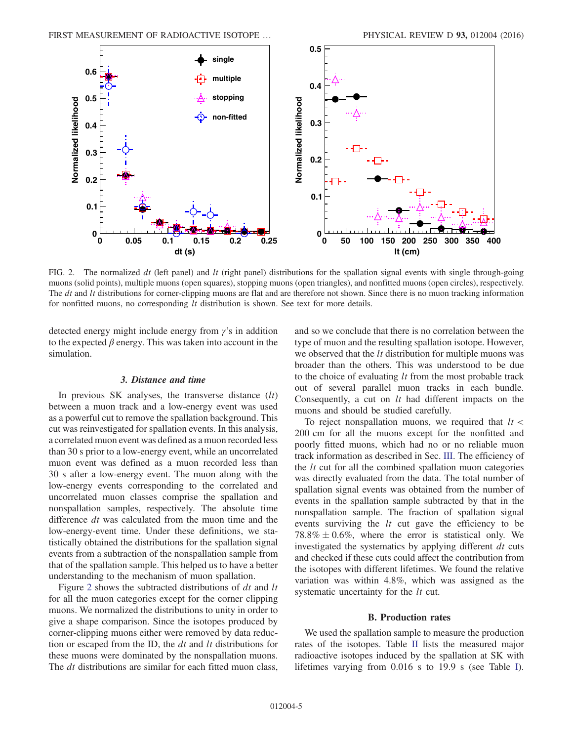Normalized likelihood

0.6
0.5
0.4
0.3
0.2
0.1
0

0 0.05 0.1 0.15 0.2 0.25

dt (s)

single
multiple
stopping
non-fitted

Normalized likelihood

0.5
0.4
0.3
0.2
0.1
0

0 50 100 150 200 250 300 350 400

lt (cm)

FIG. 2. The normalized $dt$ (left panel) and $lt$ (right panel) distributions for the spallation signal events with single through-going muons (solid points), multiple muons (open squares), stopping muons (open triangles), and nonfitted muons (open circles), respectively. The $dt$ and $lt$ distributions for corner-clipping muons are flat and are therefore not shown. Since there is no muon tracking information for nonfitted muons, no corresponding $lt$ distribution is shown. See text for more details.

detected energy might include energy from $\gamma$'s in addition to the expected $\beta$ energy. This was taken into account in the simulation.

### 3. Distance and time

In previous SK analyses, the transverse distance ($lt$) between a muon track and a low-energy event was used as a powerful cut to remove the spallation background. This cut was reinvestigated for spallation events. In this analysis, a correlated muon event was defined as a muon recorded less than 30 s prior to a low-energy event, while an uncorrelated muon event was defined as a muon recorded less than 30 s after a low-energy event. The muon along with the low-energy events corresponding to the correlated and uncorrelated muon classes comprise the spallation and nonspallation samples, respectively. The absolute time difference $dt$ was calculated from the muon time and the low-energy-event time. Under these definitions, we statistically obtained the distributions for the spallation signal events from a subtraction of the nonspallation sample from that of the spallation sample. This helped us to have a better understanding to the mechanism of muon spallation.

Figure 2 shows the subtracted distributions of $dt$ and $lt$ for all the muon categories except for the corner clipping muons. We normalized the distributions to unity in order to give a shape comparison. Since the isotopes produced by corner-clipping muons either were removed by data reduction or escaped from the ID, the $dt$ and $lt$ distributions for these muons were dominated by the nonspallation muons. The $dt$ distributions are similar for each fitted muon class, and so we conclude that there is no correlation between the type of muon and the resulting spallation isotope. However, we observed that the $lt$ distribution for multiple muons was broader than the others. This was understood to be due to the choice of evaluating $lt$ from the most probable track out of several parallel muon tracks in each bundle. Consequently, a cut on $lt$ had different impacts on the muons and should be studied carefully.

To reject nonspallation muons, we required that $lt <$ 200 cm for all the muons except for the nonfitted and poorly fitted muons, which had no or no reliable muon track information as described in Sec. III. The efficiency of the $lt$ cut for all the combined spallation muon categories was directly evaluated from the data. The total number of spallation signal events was obtained from the number of events in the spallation sample subtracted by that in the nonspallation sample. The fraction of spallation signal events surviving the $lt$ cut gave the efficiency to be $78.8\% \pm 0.6\%$, where the error is statistical only. We investigated the systematics by applying different $dt$ cuts and checked if these cuts could affect the contribution from the isotopes with different lifetimes. We found the relative variation was within 4.8%, which was assigned as the systematic uncertainty for the $lt$ cut.

## B. Production rates

We used the spallation sample to measure the production rates of the isotopes. Table II lists the measured major radioactive isotopes induced by the spallation at SK with lifetimes varying from 0.016 s to 19.9 s (see Table I).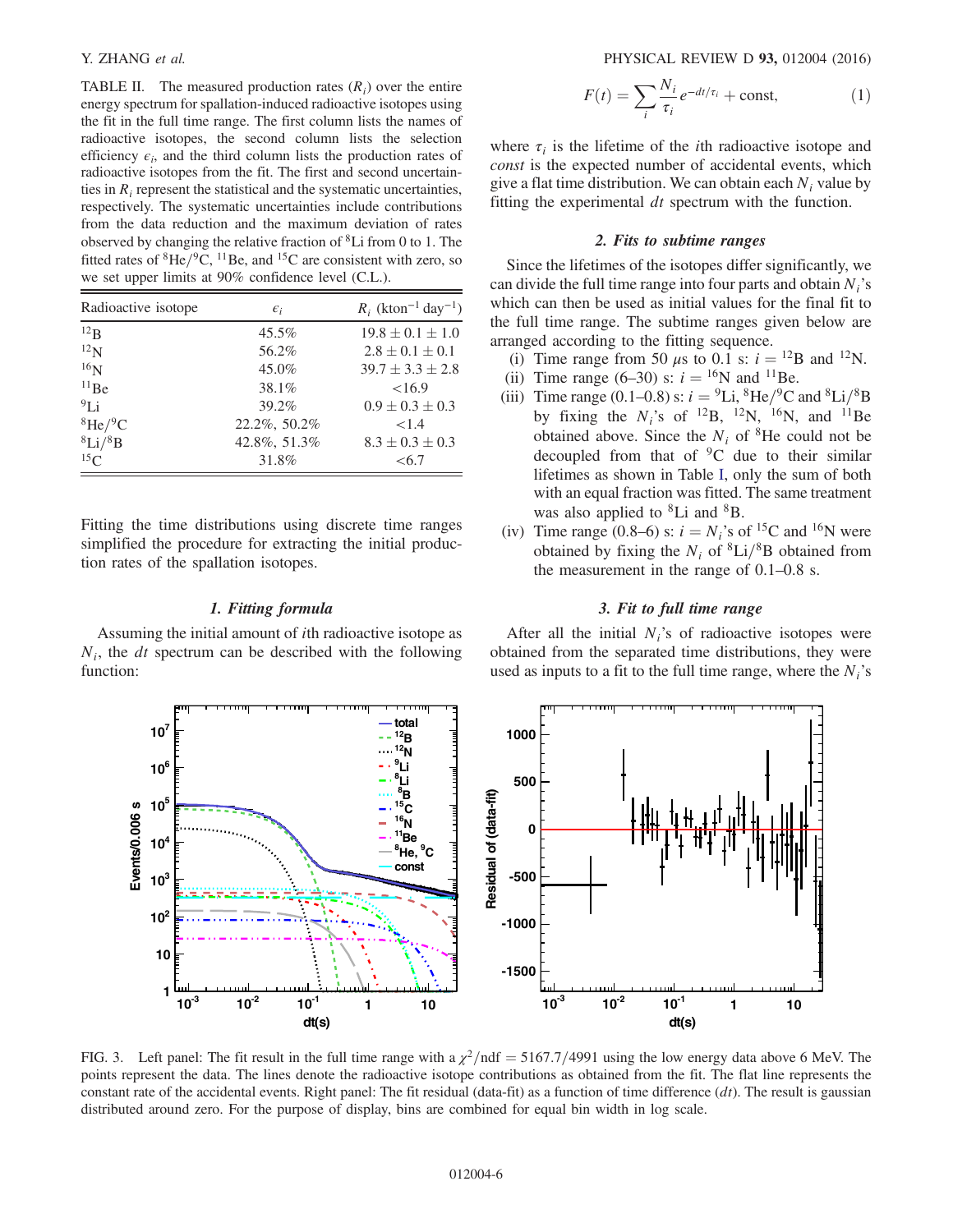TABLE II. The measured production rates ($R_i$) over the entire energy spectrum for spallation-induced radioactive isotopes using the fit in the full time range. The first column lists the names of radioactive isotopes, the second column lists the selection efficiency $\epsilon_i$, and the third column lists the production rates of radioactive isotopes from the fit. The first and second uncertainties in $R_i$ represent the statistical and the systematic uncertainties, respectively. The systematic uncertainties include contributions from the data reduction and the maximum deviation of rates observed by changing the relative fraction of $^{8}$Li from 0 to 1. The fitted rates of $^{8}$He/$^{9}$C, $^{11}$Be, and $^{15}$C are consistent with zero, so we set upper limits at 90% confidence level (C.L.).

| Radioactive isotope | $\epsilon_i$ | $R_i$ (kton$^{-1}$ day$^{-1}$) |
|---|---|---|
| $^{12}$B | 45.5% | $19.8 \pm 0.1 \pm 1.0$ |
| $^{12}$N | 56.2% | $2.8 \pm 0.1 \pm 0.1$ |
| $^{16}$N | 45.0% | $39.7 \pm 3.3 \pm 2.8$ |
| $^{11}$Be | 38.1% | $<16.9$ |
| $^{9}$Li | 39.2% | $0.9 \pm 0.3 \pm 0.3$ |
| $^{8}$He/$^{9}$C | 22.2%, 50.2% | $<1.4$ |
| $^{8}$Li/$^{8}$B | 42.8%, 51.3% | $8.3 \pm 0.3 \pm 0.3$ |
| $^{15}$C | 31.8% | $<6.7$ |

Fitting the time distributions using discrete time ranges simplified the procedure for extracting the initial production rates of the spallation isotopes.

### 1. Fitting formula

Assuming the initial amount of $i$th radioactive isotope as $N_i$, the $dt$ spectrum can be described with the following function:

$$F(t) = \sum_i \frac{N_i}{\tau_i} e^{-dt/\tau_i} + \text{const}, \qquad (1)$$

where $\tau_i$ is the lifetime of the $i$th radioactive isotope and *const* is the expected number of accidental events, which give a flat time distribution. We can obtain each $N_i$ value by fitting the experimental $dt$ spectrum with the function.

### 2. Fits to subtime ranges

Since the lifetimes of the isotopes differ significantly, we can divide the full time range into four parts and obtain $N_i$'s which can then be used as initial values for the final fit to the full time range. The subtime ranges given below are arranged according to the fitting sequence.

(i) Time range from 50 $\mu$s to 0.1 s: $i =$ $^{12}$B and $^{12}$N.
(ii) Time range (6–30) s: $i =$ $^{16}$N and $^{11}$Be.
(iii) Time range (0.1–0.8) s: $i =$ $^{9}$Li, $^{8}$He/$^{9}$C and $^{8}$Li/$^{8}$B by fixing the $N_i$'s of $^{12}$B, $^{12}$N, $^{16}$N, and $^{11}$Be obtained above. Since the $N_i$ of $^{8}$He could not be decoupled from that of $^{9}$C due to their similar lifetimes as shown in Table I, only the sum of both with an equal fraction was fitted. The same treatment was also applied to $^{8}$Li and $^{8}$B.
(iv) Time range (0.8–6) s: $i =$ $N_i$'s of $^{15}$C and $^{16}$N were obtained by fixing the $N_i$ of $^{8}$Li/$^{8}$B obtained from the measurement in the range of 0.1–0.8 s.

### 3. Fit to full time range

After all the initial $N_i$'s of radioactive isotopes were obtained from the separated time distributions, they were used as inputs to a fit to the full time range, where the $N_i$'s

FIG. 3. Left panel: The fit result in the full time range with a $\chi^2/\text{ndf} = 5167.7/4991$ using the low energy data above 6 MeV. The points represent the data. The lines denote the radioactive isotope contributions as obtained from the fit. The flat line represents the constant rate of the accidental events. Right panel: The fit residual (data-fit) as a function of time difference ($dt$). The result is gaussian distributed around zero. For the purpose of display, bins are combined for equal bin width in log scale.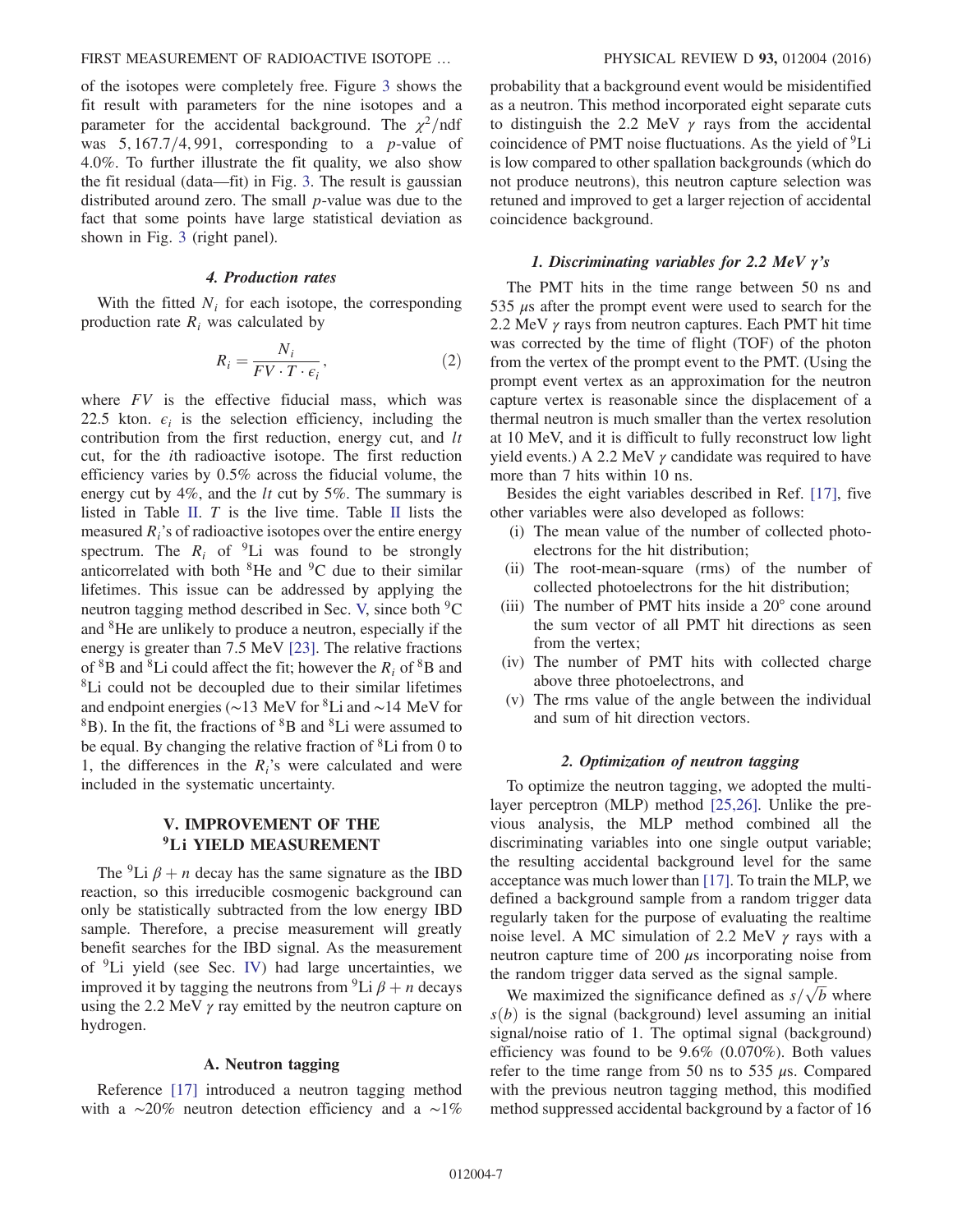of the isotopes were completely free. Figure 3 shows the fit result with parameters for the nine isotopes and a parameter for the accidental background. The $\chi^2$/ndf was 5, 167.7/4, 991, corresponding to a $p$-value of 4.0%. To further illustrate the fit quality, we also show the fit residual (data—fit) in Fig. 3. The result is gaussian distributed around zero. The small $p$-value was due to the fact that some points have large statistical deviation as shown in Fig. 3 (right panel).

#### 4. Production rates

With the fitted $N_i$ for each isotope, the corresponding production rate $R_i$ was calculated by

$$R_i = \frac{N_i}{FV \cdot T \cdot \epsilon_i}, \tag{2}$$

where $FV$ is the effective fiducial mass, which was 22.5 kton. $\epsilon_i$ is the selection efficiency, including the contribution from the first reduction, energy cut, and $lt$ cut, for the $i$th radioactive isotope. The first reduction efficiency varies by 0.5% across the fiducial volume, the energy cut by 4%, and the $lt$ cut by 5%. The summary is listed in Table II. $T$ is the live time. Table II lists the measured $R_i$'s of radioactive isotopes over the entire energy spectrum. The $R_i$ of $^9$Li was found to be strongly anticorrelated with both $^8$He and $^9$C due to their similar lifetimes. This issue can be addressed by applying the neutron tagging method described in Sec. V, since both $^9$C and $^8$He are unlikely to produce a neutron, especially if the energy is greater than 7.5 MeV [23]. The relative fractions of $^8$B and $^8$Li could affect the fit; however the $R_i$ of $^8$B and $^8$Li could not be decoupled due to their similar lifetimes and endpoint energies (~13 MeV for $^8$Li and ~14 MeV for $^8$B). In the fit, the fractions of $^8$B and $^8$Li were assumed to be equal. By changing the relative fraction of $^8$Li from 0 to 1, the differences in the $R_i$'s were calculated and were included in the systematic uncertainty.

## V. IMPROVEMENT OF THE $^9$Li YIELD MEASUREMENT

The $^9$Li $\beta + n$ decay has the same signature as the IBD reaction, so this irreducible cosmogenic background can only be statistically subtracted from the low energy IBD sample. Therefore, a precise measurement will greatly benefit searches for the IBD signal. As the measurement of $^9$Li yield (see Sec. IV) had large uncertainties, we improved it by tagging the neutrons from $^9$Li $\beta + n$ decays using the 2.2 MeV $\gamma$ ray emitted by the neutron capture on hydrogen.

### A. Neutron tagging

Reference [17] introduced a neutron tagging method with a ~20% neutron detection efficiency and a ~1% probability that a background event would be misidentified as a neutron. This method incorporated eight separate cuts to distinguish the 2.2 MeV $\gamma$ rays from the accidental coincidence of PMT noise fluctuations. As the yield of $^9$Li is low compared to other spallation backgrounds (which do not produce neutrons), this neutron capture selection was retuned and improved to get a larger rejection of accidental coincidence background.

#### 1. Discriminating variables for 2.2 MeV $\gamma$'s

The PMT hits in the time range between 50 ns and 535 $\mu$s after the prompt event were used to search for the 2.2 MeV $\gamma$ rays from neutron captures. Each PMT hit time was corrected by the time of flight (TOF) of the photon from the vertex of the prompt event to the PMT. (Using the prompt event vertex as an approximation for the neutron capture vertex is reasonable since the displacement of a thermal neutron is much smaller than the vertex resolution at 10 MeV, and it is difficult to fully reconstruct low light yield events.) A 2.2 MeV $\gamma$ candidate was required to have more than 7 hits within 10 ns.

Besides the eight variables described in Ref. [17], five other variables were also developed as follows:

(i) The mean value of the number of collected photoelectrons for the hit distribution;
(ii) The root-mean-square (rms) of the number of collected photoelectrons for the hit distribution;
(iii) The number of PMT hits inside a 20° cone around the sum vector of all PMT hit directions as seen from the vertex;
(iv) The number of PMT hits with collected charge above three photoelectrons, and
(v) The rms value of the angle between the individual and sum of hit direction vectors.

#### 2. Optimization of neutron tagging

To optimize the neutron tagging, we adopted the multilayer perceptron (MLP) method [25,26]. Unlike the previous analysis, the MLP method combined all the discriminating variables into one single output variable; the resulting accidental background level for the same acceptance was much lower than [17]. To train the MLP, we defined a background sample from a random trigger data regularly taken for the purpose of evaluating the realtime noise level. A MC simulation of 2.2 MeV $\gamma$ rays with a neutron capture time of 200 $\mu$s incorporating noise from the random trigger data served as the signal sample.

We maximized the significance defined as $s/\sqrt{b}$ where $s(b)$ is the signal (background) level assuming an initial signal/noise ratio of 1. The optimal signal (background) efficiency was found to be 9.6% (0.070%). Both values refer to the time range from 50 ns to 535 $\mu$s. Compared with the previous neutron tagging method, this modified method suppressed accidental background by a factor of 16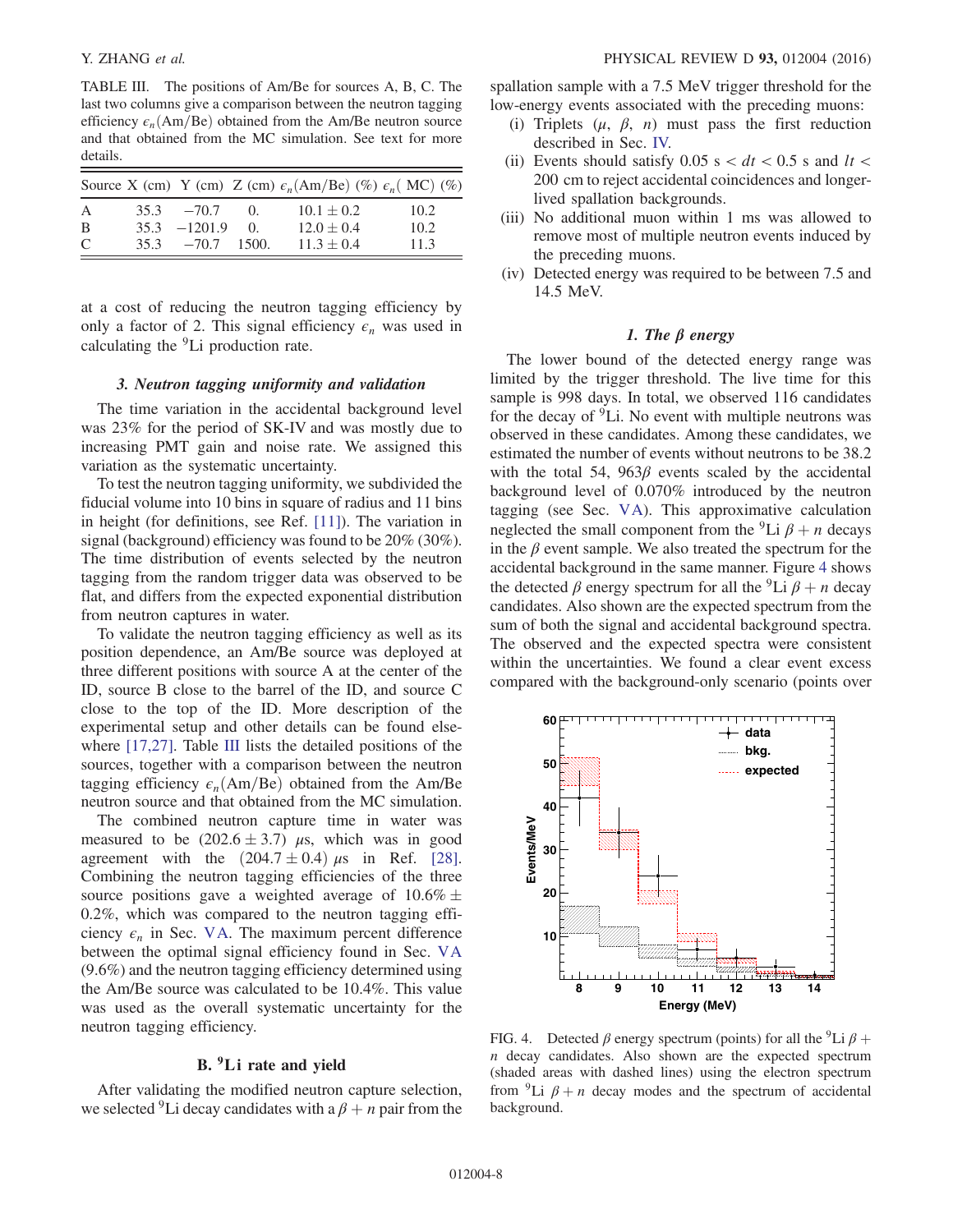TABLE III. The positions of Am/Be for sources A, B, C. The last two columns give a comparison between the neutron tagging efficiency $\epsilon_n$(Am/Be) obtained from the Am/Be neutron source and that obtained from the MC simulation. See text for more details.

| Source | X (cm) | Y (cm) | Z (cm) | $\epsilon_n$(Am/Be) (%) | $\epsilon_n$( MC) (%) |
|---|---|---|---|---|---|
| A | 35.3 | −70.7 | 0. | $10.1 \pm 0.2$ | 10.2 |
| B | 35.3 | −1201.9 | 0. | $12.0 \pm 0.4$ | 10.2 |
| C | 35.3 | −70.7 | 1500. | $11.3 \pm 0.4$ | 11.3 |

at a cost of reducing the neutron tagging efficiency by only a factor of 2. This signal efficiency $\epsilon_n$ was used in calculating the $^9$Li production rate.

### 3. Neutron tagging uniformity and validation

The time variation in the accidental background level was 23% for the period of SK-IV and was mostly due to increasing PMT gain and noise rate. We assigned this variation as the systematic uncertainty.

To test the neutron tagging uniformity, we subdivided the fiducial volume into 10 bins in square of radius and 11 bins in height (for definitions, see Ref. [11]). The variation in signal (background) efficiency was found to be 20% (30%). The time distribution of events selected by the neutron tagging from the random trigger data was observed to be flat, and differs from the expected exponential distribution from neutron captures in water.

To validate the neutron tagging efficiency as well as its position dependence, an Am/Be source was deployed at three different positions with source A at the center of the ID, source B close to the barrel of the ID, and source C close to the top of the ID. More description of the experimental setup and other details can be found elsewhere [17,27]. Table III lists the detailed positions of the sources, together with a comparison between the neutron tagging efficiency $\epsilon_n$(Am/Be) obtained from the Am/Be neutron source and that obtained from the MC simulation.

The combined neutron capture time in water was measured to be $(202.6 \pm 3.7)$ $\mu$s, which was in good agreement with the $(204.7 \pm 0.4)$ $\mu$s in Ref. [28]. Combining the neutron tagging efficiencies of the three source positions gave a weighted average of $10.6\% \pm 0.2\%$, which was compared to the neutron tagging efficiency $\epsilon_n$ in Sec. V A. The maximum percent difference between the optimal signal efficiency found in Sec. V A (9.6%) and the neutron tagging efficiency determined using the Am/Be source was calculated to be 10.4%. This value was used as the overall systematic uncertainty for the neutron tagging efficiency.

## B. $^9$Li rate and yield

After validating the modified neutron capture selection, we selected $^9$Li decay candidates with a $\beta + n$ pair from the spallation sample with a 7.5 MeV trigger threshold for the low-energy events associated with the preceding muons:

(i) Triplets ($\mu$, $\beta$, $n$) must pass the first reduction described in Sec. IV.

(ii) Events should satisfy $0.05\ \text{s} < dt < 0.5\ \text{s}$ and $lt < 200$ cm to reject accidental coincidences and longer-lived spallation backgrounds.

(iii) No additional muon within 1 ms was allowed to remove most of multiple neutron events induced by the preceding muons.

(iv) Detected energy was required to be between 7.5 and 14.5 MeV.

### 1. The $\beta$ energy

The lower bound of the detected energy range was limited by the trigger threshold. The live time for this sample is 998 days. In total, we observed 116 candidates for the decay of $^9$Li. No event with multiple neutrons was observed in these candidates. Among these candidates, we estimated the number of events without neutrons to be 38.2 with the total 54, 963$\beta$ events scaled by the accidental background level of 0.070% introduced by the neutron tagging (see Sec. V A). This approximate calculation neglected the small component from the $^9$Li $\beta + n$ decays in the $\beta$ event sample. We also treated the spectrum for the accidental background in the same manner. Figure 4 shows the detected $\beta$ energy spectrum for all the $^9$Li $\beta + n$ decay candidates. Also shown are the expected spectrum from the sum of both the signal and accidental background spectra. The observed and the expected spectra were consistent within the uncertainties. We found a clear event excess compared with the background-only scenario (points over

FIG. 4. Detected $\beta$ energy spectrum (points) for all the $^9$Li $\beta + n$ decay candidates. Also shown are the expected spectrum (shaded areas with dashed lines) using the electron spectrum from $^9$Li $\beta + n$ decay modes and the spectrum of accidental background.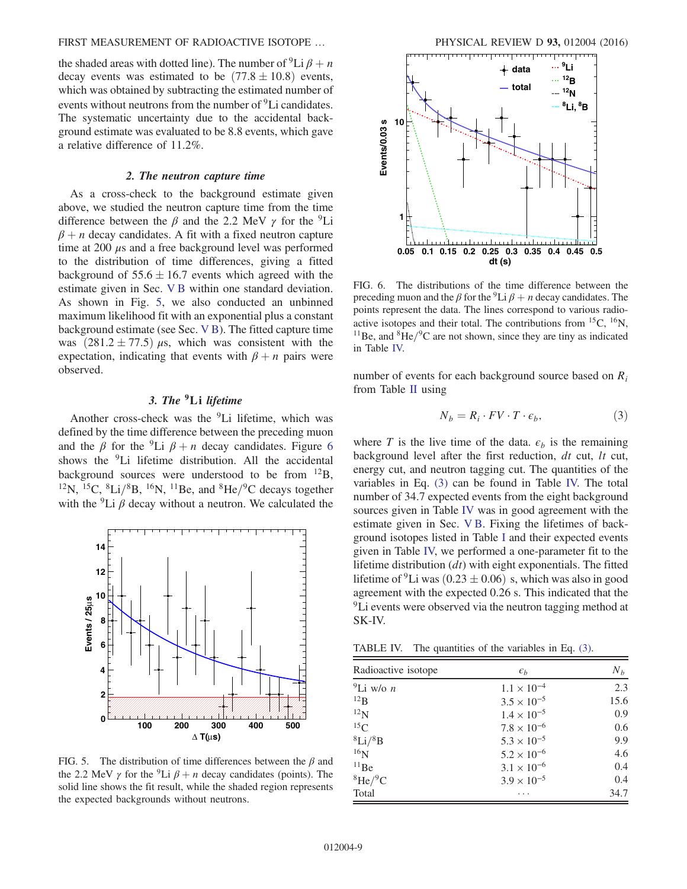the shaded areas with dotted line). The number of $^{9}$Li $\beta + n$ decay events was estimated to be $(77.8 \pm 10.8)$ events, which was obtained by subtracting the estimated number of events without neutrons from the number of $^{9}$Li candidates. The systematic uncertainty due to the accidental background estimate was evaluated to be 8.8 events, which gave a relative difference of 11.2%.

### 2. The neutron capture time

As a cross-check to the background estimate given above, we studied the neutron capture time from the time difference between the $\beta$ and the 2.2 MeV $\gamma$ for the $^{9}$Li $\beta + n$ decay candidates. A fit with a fixed neutron capture time at 200 $\mu$s and a free background level was performed to the distribution of time differences, giving a fitted background of $55.6 \pm 16.7$ events which agreed with the estimate given in Sec. V B within one standard deviation. As shown in Fig. 5, we also conducted an unbinned maximum likelihood fit with an exponential plus a constant background estimate (see Sec. V B). The fitted capture time was $(281.2 \pm 77.5)$ $\mu$s, which was consistent with the expectation, indicating that events with $\beta + n$ pairs were observed.

### 3. The $^{9}$Li lifetime

Another cross-check was the $^{9}$Li lifetime, which was defined by the time difference between the preceding muon and the $\beta$ for the $^{9}$Li $\beta + n$ decay candidates. Figure 6 shows the $^{9}$Li lifetime distribution. All the accidental background sources were understood to be from $^{12}$B, $^{12}$N, $^{15}$C, $^{8}$Li/$^{8}$B, $^{16}$N, $^{11}$Be, and $^{8}$He/$^{9}$C decays together with the $^{9}$Li $\beta$ decay without a neutron. We calculated the number of events for each background source based on $R_i$ from Table II using

$$N_b = R_i \cdot FV \cdot T \cdot \epsilon_b, \tag{3}$$

where $T$ is the live time of the data. $\epsilon_b$ is the remaining background level after the first reduction, $dt$ cut, $lt$ cut, energy cut, and neutron tagging cut. The quantities of the variables in Eq. (3) can be found in Table IV. The total number of 34.7 expected events from the eight background sources given in Table IV was in good agreement with the estimate given in Sec. V B. Fixing the lifetimes of background isotopes listed in Table I and their expected events given in Table IV, we performed a one-parameter fit to the lifetime distribution ($dt$) with eight exponentials. The fitted lifetime of $^{9}$Li was $(0.23 \pm 0.06)$ s, which was also in good agreement with the expected 0.26 s. This indicated that the $^{9}$Li events were observed via the neutron tagging method at SK-IV.

FIG. 5. The distribution of time differences between the $\beta$ and the 2.2 MeV $\gamma$ for the $^{9}$Li $\beta + n$ decay candidates (points). The solid line shows the fit result, while the shaded region represents the expected backgrounds without neutrons.

FIG. 6. The distributions of the time difference between the preceding muon and the $\beta$ for the $^{9}$Li $\beta + n$ decay candidates. The points represent the data. The lines correspond to various radioactive isotopes and their total. The contributions from $^{15}$C, $^{16}$N, $^{11}$Be, and $^{8}$He/$^{9}$C are not shown, since they are tiny as indicated in Table IV.

TABLE IV. The quantities of the variables in Eq. (3).

| Radioactive isotope | $\epsilon_b$ | $N_b$ |
|---|---|---|
| $^{9}$Li w/o $n$ | $1.1 \times 10^{-4}$ | 2.3 |
| $^{12}$B | $3.5 \times 10^{-5}$ | 15.6 |
| $^{12}$N | $1.4 \times 10^{-5}$ | 0.9 |
| $^{15}$C | $7.8 \times 10^{-6}$ | 0.6 |
| $^{8}$Li/$^{8}$B | $5.3 \times 10^{-5}$ | 9.9 |
| $^{16}$N | $5.2 \times 10^{-6}$ | 4.6 |
| $^{11}$Be | $3.1 \times 10^{-6}$ | 0.4 |
| $^{8}$He/$^{9}$C | $3.9 \times 10^{-5}$ | 0.4 |
| Total | ... | 34.7 |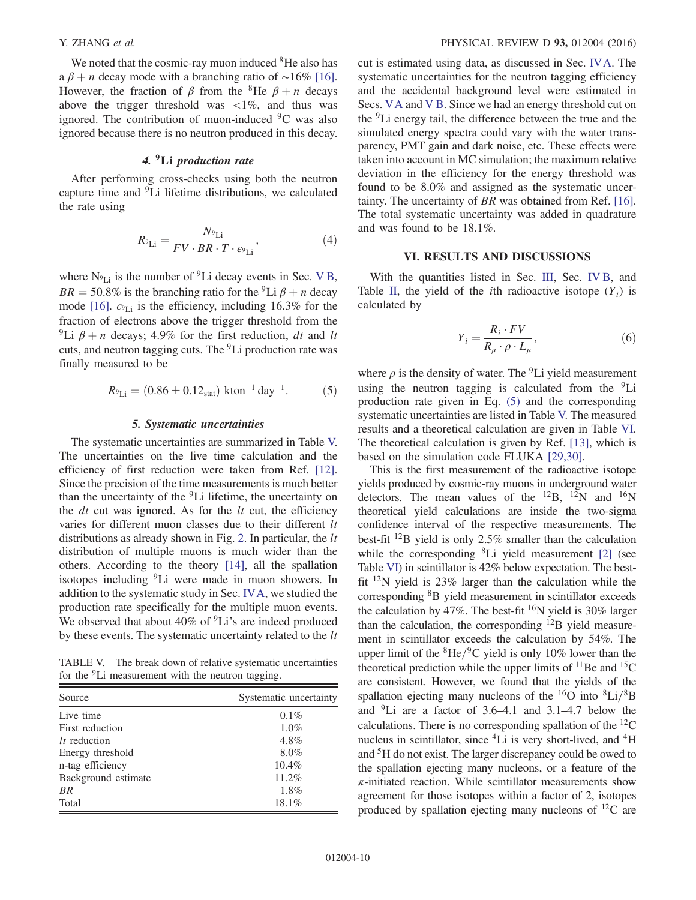We noted that the cosmic-ray muon induced $^{8}$He also has a $\beta + n$ decay mode with a branching ratio of $\sim$16% [16]. However, the fraction of $\beta$ from the $^{8}$He $\beta + n$ decays above the trigger threshold was $<1\%$, and thus was ignored. The contribution of muon-induced $^{9}$C was also ignored because there is no neutron produced in this decay.

#### 4. $^{9}$Li *production rate*

After performing cross-checks using both the neutron capture time and $^{9}$Li lifetime distributions, we calculated the rate using

$$R_{^{9}\mathrm{Li}} = \frac{N_{^{9}\mathrm{Li}}}{FV \cdot BR \cdot T \cdot \epsilon_{^{9}\mathrm{Li}}}, \tag{4}$$

where $N_{^{9}\mathrm{Li}}$ is the number of $^{9}$Li decay events in Sec. V B, $BR = 50.8\%$ is the branching ratio for the $^{9}$Li $\beta + n$ decay mode [16]. $\epsilon_{^{9}\mathrm{Li}}$ is the efficiency, including 16.3% for the fraction of electrons above the trigger threshold from the $^{9}$Li $\beta + n$ decays; 4.9% for the first reduction, $dt$ and $lt$ cuts, and neutron tagging cuts. The $^{9}$Li production rate was finally measured to be

$$R_{^{9}\mathrm{Li}} = (0.86 \pm 0.12_{\mathrm{stat}})\ \mathrm{kton}^{-1}\,\mathrm{day}^{-1}. \tag{5}$$

#### 5. *Systematic uncertainties*

The systematic uncertainties are summarized in Table V. The uncertainties on the live time calculation and the efficiency of first reduction were taken from Ref. [12]. Since the precision of the time measurements is much better than the uncertainty of the $^{9}$Li lifetime, the uncertainty on the $dt$ cut was ignored. As for the $lt$ cut, the efficiency varies for different muon classes due to their different $lt$ distributions as already shown in Fig. 2. In particular, the $lt$ distribution of multiple muons is much wider than the others. According to the theory [14], all the spallation isotopes including $^{9}$Li were made in muon showers. In addition to the systematic study in Sec. IV A, we studied the production rate specifically for the multiple muon events. We observed that about 40% of $^{9}$Li's are indeed produced by these events. The systematic uncertainty related to the $lt$ cut is estimated using data, as discussed in Sec. IV A. The systematic uncertainties for the neutron tagging efficiency and the accidental background level were estimated in Secs. V A and V B. Since we had an energy threshold cut on the $^{9}$Li energy tail, the difference between the true and the simulated energy spectra could vary with the water transparency, PMT gain and dark noise, etc. These effects were taken into account in MC simulation; the maximum relative deviation in the efficiency for the energy threshold was found to be 8.0% and assigned as the systematic uncertainty. The uncertainty of $BR$ was obtained from Ref. [16]. The total systematic uncertainty was added in quadrature and was found to be 18.1%.

TABLE V. The break down of relative systematic uncertainties for the $^{9}$Li measurement with the neutron tagging.

| Source | Systematic uncertainty |
|---|---|
| Live time | 0.1% |
| First reduction | 1.0% |
| $lt$ reduction | 4.8% |
| Energy threshold | 8.0% |
| n-tag efficiency | 10.4% |
| Background estimate | 11.2% |
| $BR$ | 1.8% |
| Total | 18.1% |

## VI. RESULTS AND DISCUSSIONS

With the quantities listed in Sec. III, Sec. IV B, and Table II, the yield of the $i$th radioactive isotope ($Y_i$) is calculated by

$$Y_i = \frac{R_i \cdot FV}{R_\mu \cdot \rho \cdot L_\mu}, \tag{6}$$

where $\rho$ is the density of water. The $^{9}$Li yield measurement using the neutron tagging is calculated from the $^{9}$Li production rate given in Eq. (5) and the corresponding systematic uncertainties are listed in Table V. The measured results and a theoretical calculation are given in Table VI. The theoretical calculation is given by Ref. [13], which is based on the simulation code FLUKA [29,30].

This is the first measurement of the radioactive isotope yields produced by cosmic-ray muons in underground water detectors. The mean values of the $^{12}$B, $^{12}$N and $^{16}$N theoretical yield calculations are inside the two-sigma confidence interval of the respective measurements. The best-fit $^{12}$B yield is only 2.5% smaller than the calculation while the corresponding $^{8}$Li yield measurement [2] (see Table VI) in scintillator is 42% below expectation. The best-fit $^{12}$N yield is 23% larger than the calculation while the corresponding $^{8}$B yield measurement in scintillator exceeds the calculation by 47%. The best-fit $^{16}$N yield is 30% larger than the calculation, the corresponding $^{12}$B yield measurement in scintillator exceeds the calculation by 54%. The upper limit of the $^{8}$He/$^{9}$C yield is only 10% lower than the theoretical prediction while the upper limits of $^{11}$Be and $^{15}$C are consistent. However, we found that the yields of the spallation ejecting many nucleons of the $^{16}$O into $^{8}$Li/$^{8}$B and $^{9}$Li are a factor of 3.6–4.1 and 3.1–4.7 below the calculations. There is no corresponding spallation of the $^{12}$C nucleus in scintillator, since $^{4}$Li is very short-lived, and $^{4}$H and $^{5}$H do not exist. The larger discrepancy could be owed to the spallation ejecting many nucleons, or a feature of the $\pi$-initiated reaction. While scintillator measurements show agreement for those isotopes within a factor of 2, isotopes produced by spallation ejecting many nucleons of $^{12}$C are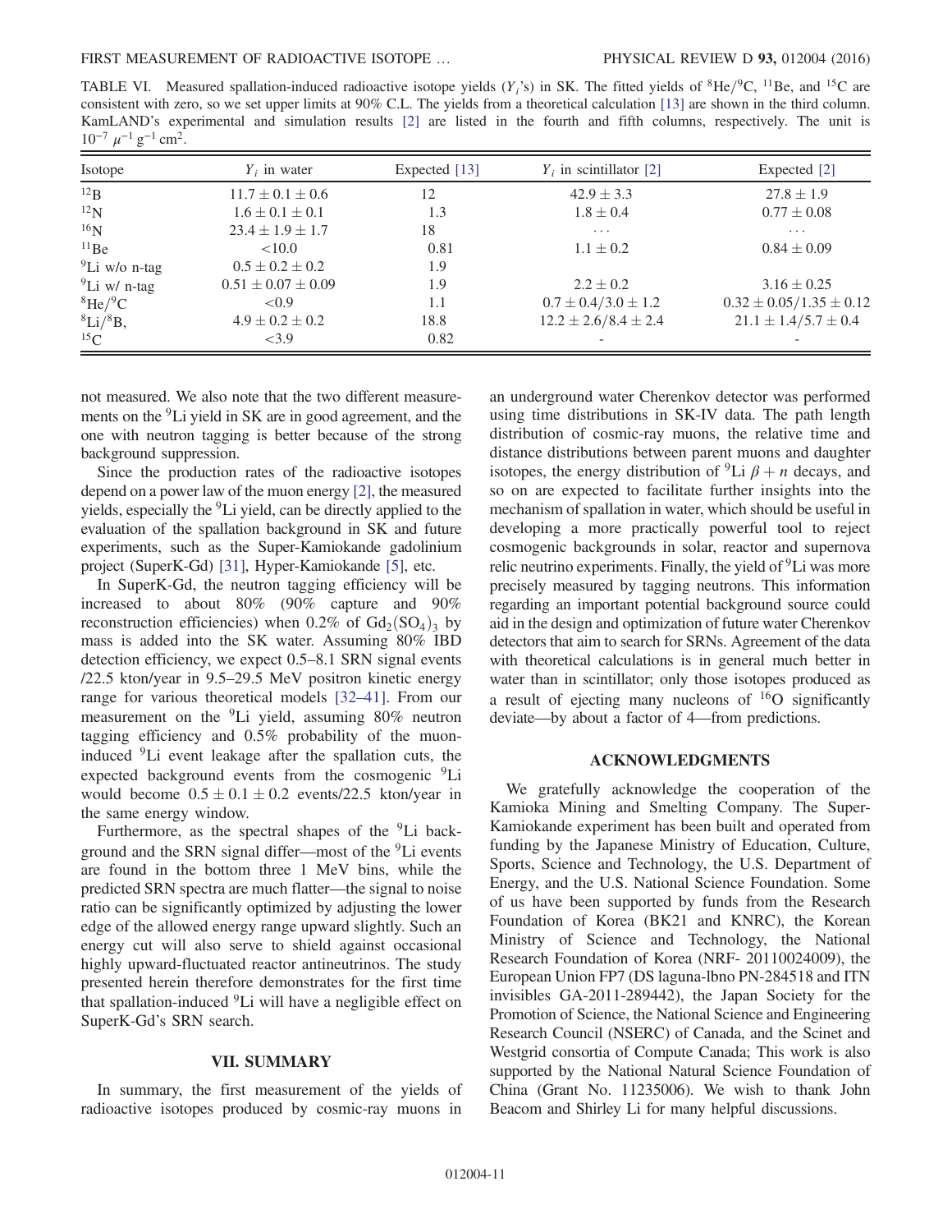TABLE VI. Measured spallation-induced radioactive isotope yields ($Y_i$'s) in SK. The fitted yields of $^{8}$He/$^{9}$C, $^{11}$Be, and $^{15}$C are consistent with zero, so we set upper limits at 90% C.L. The yields from a theoretical calculation [13] are shown in the third column. KamLAND's experimental and simulation results [2] are listed in the fourth and fifth columns, respectively. The unit is $10^{-7}\ \mu^{-1}\ \mathrm{g}^{-1}\ \mathrm{cm}^2$.

| Isotope | $Y_i$ in water | Expected [13] | $Y_i$ in scintillator [2] | Expected [2] |
| --- | --- | --- | --- | --- |
| $^{12}$B | $11.7 \pm 0.1 \pm 0.6$ | 12 | $42.9 \pm 3.3$ | $27.8 \pm 1.9$ |
| $^{12}$N | $1.6 \pm 0.1 \pm 0.1$ | 1.3 | $1.8 \pm 0.4$ | $0.77 \pm 0.08$ |
| $^{16}$N | $23.4 \pm 1.9 \pm 1.7$ | 18 | ... | ... |
| $^{11}$Be | $<10.0$ | 0.81 | $1.1 \pm 0.2$ | $0.84 \pm 0.09$ |
| $^{9}$Li w/o n-tag | $0.5 \pm 0.2 \pm 0.2$ | 1.9 | | |
| $^{9}$Li w/ n-tag | $0.51 \pm 0.07 \pm 0.09$ | 1.9 | $2.2 \pm 0.2$ | $3.16 \pm 0.25$ |
| $^{8}$He/$^{9}$C | $<0.9$ | 1.1 | $0.7 \pm 0.4/3.0 \pm 1.2$ | $0.32 \pm 0.05/1.35 \pm 0.12$ |
| $^{8}$Li/$^{8}$B, | $4.9 \pm 0.2 \pm 0.2$ | 18.8 | $12.2 \pm 2.6/8.4 \pm 2.4$ | $21.1 \pm 1.4/5.7 \pm 0.4$ |
| $^{15}$C | $<3.9$ | 0.82 | - | - |

not measured. We also note that the two different measurements on the $^{9}$Li yield in SK are in good agreement, and the one with neutron tagging is better because of the strong background suppression.

Since the production rates of the radioactive isotopes depend on a power law of the muon energy [2], the measured yields, especially the $^{9}$Li yield, can be directly applied to the evaluation of the spallation background in SK and future experiments, such as the Super-Kamiokande gadolinium project (SuperK-Gd) [31], Hyper-Kamiokande [5], etc.

In SuperK-Gd, the neutron tagging efficiency will be increased to about 80% (90% capture and 90% reconstruction efficiencies) when 0.2% of $Gd_2(SO_4)_3$ by mass is added into the SK water. Assuming 80% IBD detection efficiency, we expect 0.5–8.1 SRN signal events /22.5 kton/year in 9.5–29.5 MeV positron kinetic energy range for various theoretical models [32–41]. From our measurement on the $^{9}$Li yield, assuming 80% neutron tagging efficiency and 0.5% probability of the muon-induced $^{9}$Li event leakage after the spallation cuts, the expected background events from the cosmogenic $^{9}$Li would become $0.5 \pm 0.1 \pm 0.2$ events/22.5 kton/year in the same energy window.

Furthermore, as the spectral shapes of the $^{9}$Li background and the SRN signal differ—most of the $^{9}$Li events are found in the bottom three 1 MeV bins, while the predicted SRN spectra are much flatter—the signal to noise ratio can be significantly optimized by adjusting the lower edge of the allowed energy range upward slightly. Such an energy cut will also serve to shield against occasional highly upward-fluctuated reactor antineutrinos. The study presented herein therefore demonstrates for the first time that spallation-induced $^{9}$Li will have a negligible effect on SuperK-Gd's SRN search.

## VII. SUMMARY

In summary, the first measurement of the yields of radioactive isotopes produced by cosmic-ray muons in an underground water Cherenkov detector was performed using time distributions in SK-IV data. The path length distribution of cosmic-ray muons, the relative time and distance distributions between parent muons and daughter isotopes, the energy distribution of $^{9}$Li $\beta + n$ decays, and so on are expected to facilitate further insights into the mechanism of spallation in water, which should be useful in developing a more practically powerful tool to reject cosmogenic backgrounds in solar, reactor and supernova relic neutrino experiments. Finally, the yield of $^{9}$Li was more precisely measured by tagging neutrons. This information regarding an important potential background source could aid in the design and optimization of future water Cherenkov detectors that aim to search for SRNs. Agreement of the data with theoretical calculations is in general much better in water than in scintillator; only those isotopes produced as a result of ejecting many nucleons of $^{16}$O significantly deviate—by about a factor of 4—from predictions.

## ACKNOWLEDGMENTS

We gratefully acknowledge the cooperation of the Kamioka Mining and Smelting Company. The Super-Kamiokande experiment has been built and operated from funding by the Japanese Ministry of Education, Culture, Sports, Science and Technology, the U.S. Department of Energy, and the U.S. National Science Foundation. Some of us have been supported by funds from the Research Foundation of Korea (BK21 and KNRC), the Korean Ministry of Science and Technology, the National Research Foundation of Korea (NRF- 20110024009), the European Union FP7 (DS laguna-lbno PN-284518 and ITN invisibles GA-2011-289442), the Japan Society for the Promotion of Science, the National Science and Engineering Research Council (NSERC) of Canada, and the Scinet and Westgrid consortia of Compute Canada; This work is also supported by the National Natural Science Foundation of China (Grant No. 11235006). We wish to thank John Beacom and Shirley Li for many helpful discussions.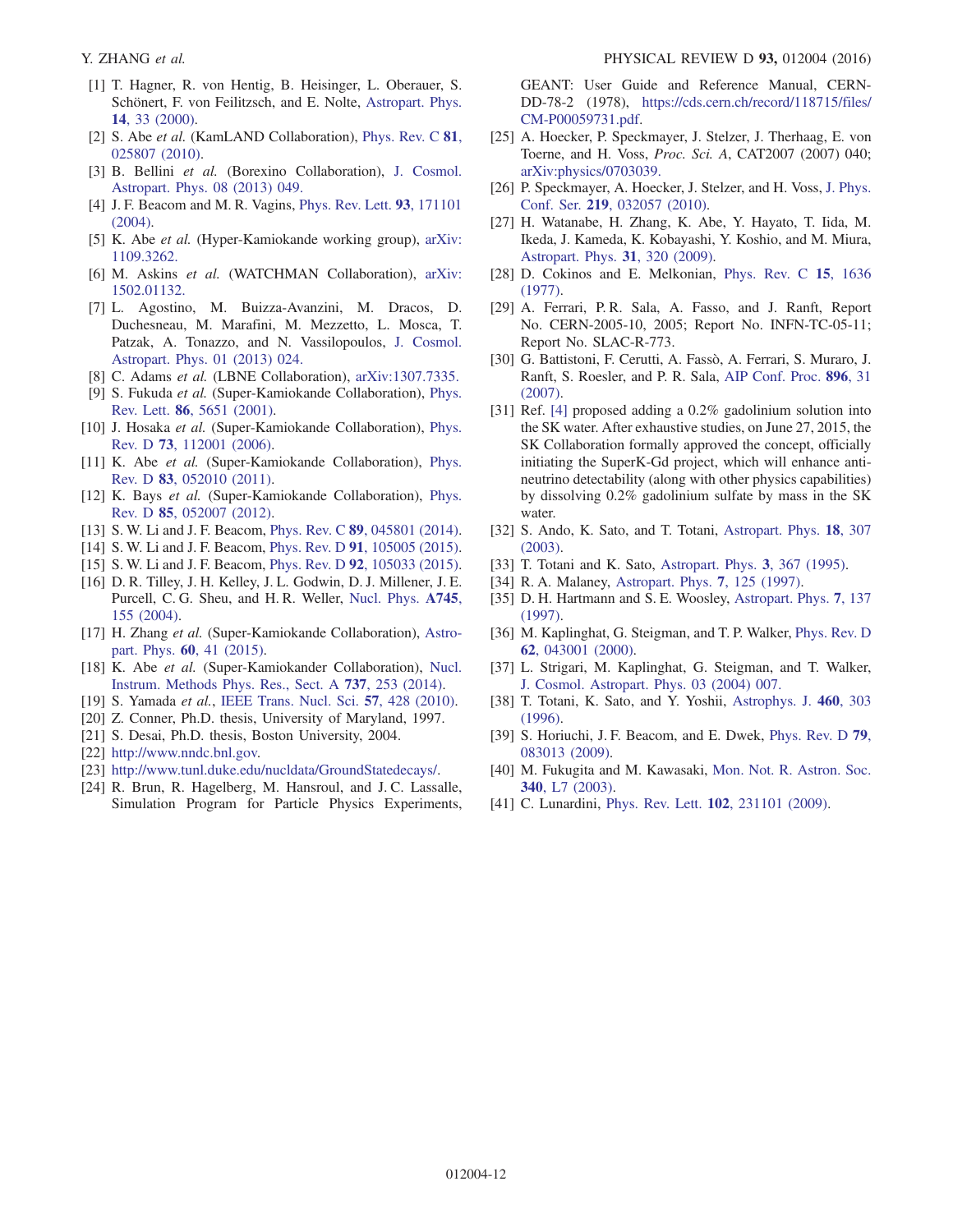[1] T. Hagner, R. von Hentig, B. Heisinger, L. Oberauer, S. Schönert, F. von Feilitzsch, and E. Nolte, Astropart. Phys. **14**, 33 (2000).

[2] S. Abe *et al.* (KamLAND Collaboration), Phys. Rev. C **81**, 025807 (2010).

[3] B. Bellini *et al.* (Borexino Collaboration), J. Cosmol. Astropart. Phys. 08 (2013) 049.

[4] J. F. Beacom and M. R. Vagins, Phys. Rev. Lett. **93**, 171101 (2004).

[5] K. Abe *et al.* (Hyper-Kamiokande working group), arXiv: 1109.3262.

[6] M. Askins *et al.* (WATCHMAN Collaboration), arXiv: 1502.01132.

[7] L. Agostino, M. Buizza-Avanzini, M. Dracos, D. Duchesneau, M. Marafini, M. Mezzetto, L. Mosca, T. Patzak, A. Tonazzo, and N. Vassilopoulos, J. Cosmol. Astropart. Phys. 01 (2013) 024.

[8] C. Adams *et al.* (LBNE Collaboration), arXiv:1307.7335.

[9] S. Fukuda *et al.* (Super-Kamiokande Collaboration), Phys. Rev. Lett. **86**, 5651 (2001).

[10] J. Hosaka *et al.* (Super-Kamiokande Collaboration), Phys. Rev. D **73**, 112001 (2006).

[11] K. Abe *et al.* (Super-Kamiokande Collaboration), Phys. Rev. D **83**, 052010 (2011).

[12] K. Bays *et al.* (Super-Kamiokande Collaboration), Phys. Rev. D **85**, 052007 (2012).

[13] S. W. Li and J. F. Beacom, Phys. Rev. C **89**, 045801 (2014).

[14] S. W. Li and J. F. Beacom, Phys. Rev. D **91**, 105005 (2015).

[15] S. W. Li and J. F. Beacom, Phys. Rev. D **92**, 105033 (2015).

[16] D. R. Tilley, J. H. Kelley, J. L. Godwin, D. J. Millener, J. E. Purcell, C. G. Sheu, and H. R. Weller, Nucl. Phys. **A745**, 155 (2004).

[17] H. Zhang *et al.* (Super-Kamiokande Collaboration), Astropart. Phys. **60**, 41 (2015).

[18] K. Abe *et al.* (Super-Kamiokander Collaboration), Nucl. Instrum. Methods Phys. Res., Sect. A **737**, 253 (2014).

[19] S. Yamada *et al.*, IEEE Trans. Nucl. Sci. **57**, 428 (2010).

[20] Z. Conner, Ph.D. thesis, University of Maryland, 1997.

[21] S. Desai, Ph.D. thesis, Boston University, 2004.

[22] http://www.nndc.bnl.gov.

[23] http://www.tunl.duke.edu/nucldata/GroundStatedecays/.

[24] R. Brun, R. Hagelberg, M. Hansroul, and J. C. Lassalle, Simulation Program for Particle Physics Experiments, GEANT: User Guide and Reference Manual, CERN-DD-78-2 (1978), https://cds.cern.ch/record/118715/files/CM-P00059731.pdf.

[25] A. Hoecker, P. Speckmayer, J. Stelzer, J. Therhaag, E. von Toerne, and H. Voss, *Proc. Sci. A*, CAT2007 (2007) 040; arXiv:physics/0703039.

[26] P. Speckmayer, A. Hoecker, J. Stelzer, and H. Voss, J. Phys. Conf. Ser. **219**, 032057 (2010).

[27] H. Watanabe, H. Zhang, K. Abe, Y. Hayato, T. Iida, M. Ikeda, J. Kameda, K. Kobayashi, Y. Koshio, and M. Miura, Astropart. Phys. **31**, 320 (2009).

[28] D. Cokinos and E. Melkonian, Phys. Rev. C **15**, 1636 (1977).

[29] A. Ferrari, P. R. Sala, A. Fasso, and J. Ranft, Report No. CERN-2005-10, 2005; Report No. INFN-TC-05-11; Report No. SLAC-R-773.

[30] G. Battistoni, F. Cerutti, A. Fassò, A. Ferrari, S. Muraro, J. Ranft, S. Roesler, and P. R. Sala, AIP Conf. Proc. **896**, 31 (2007).

[31] Ref. [4] proposed adding a 0.2% gadolinium solution into the SK water. After exhaustive studies, on June 27, 2015, the SK Collaboration formally approved the concept, officially initiating the SuperK-Gd project, which will enhance antineutrino detectability (along with other physics capabilities) by dissolving 0.2% gadolinium sulfate by mass in the SK water.

[32] S. Ando, K. Sato, and T. Totani, Astropart. Phys. **18**, 307 (2003).

[33] T. Totani and K. Sato, Astropart. Phys. **3**, 367 (1995).

[34] R. A. Malaney, Astropart. Phys. **7**, 125 (1997).

[35] D. H. Hartmann and S. E. Woosley, Astropart. Phys. **7**, 137 (1997).

[36] M. Kaplinghat, G. Steigman, and T. P. Walker, Phys. Rev. D **62**, 043001 (2000).

[37] L. Strigari, M. Kaplinghat, G. Steigman, and T. Walker, J. Cosmol. Astropart. Phys. 03 (2004) 007.

[38] T. Totani, K. Sato, and Y. Yoshii, Astrophys. J. **460**, 303 (1996).

[39] S. Horiuchi, J. F. Beacom, and E. Dwek, Phys. Rev. D **79**, 083013 (2009).

[40] M. Fukugita and M. Kawasaki, Mon. Not. R. Astron. Soc. **340**, L7 (2003).

[41] C. Lunardini, Phys. Rev. Lett. **102**, 231101 (2009).